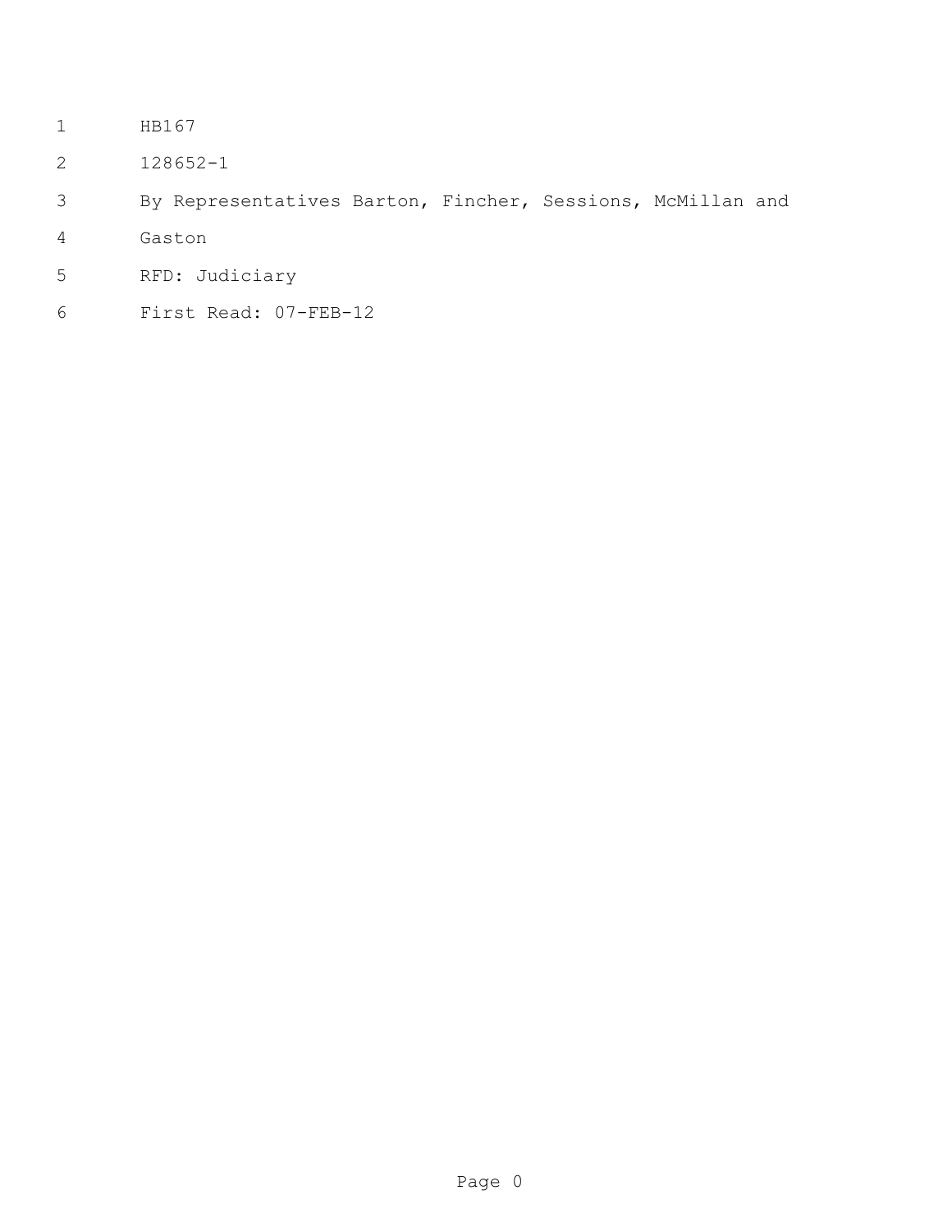HB167

128652-1

By Representatives Barton, Fincher, Sessions, McMillan and Gaston

RFD: Judiciary

First Read: 07-FEB-12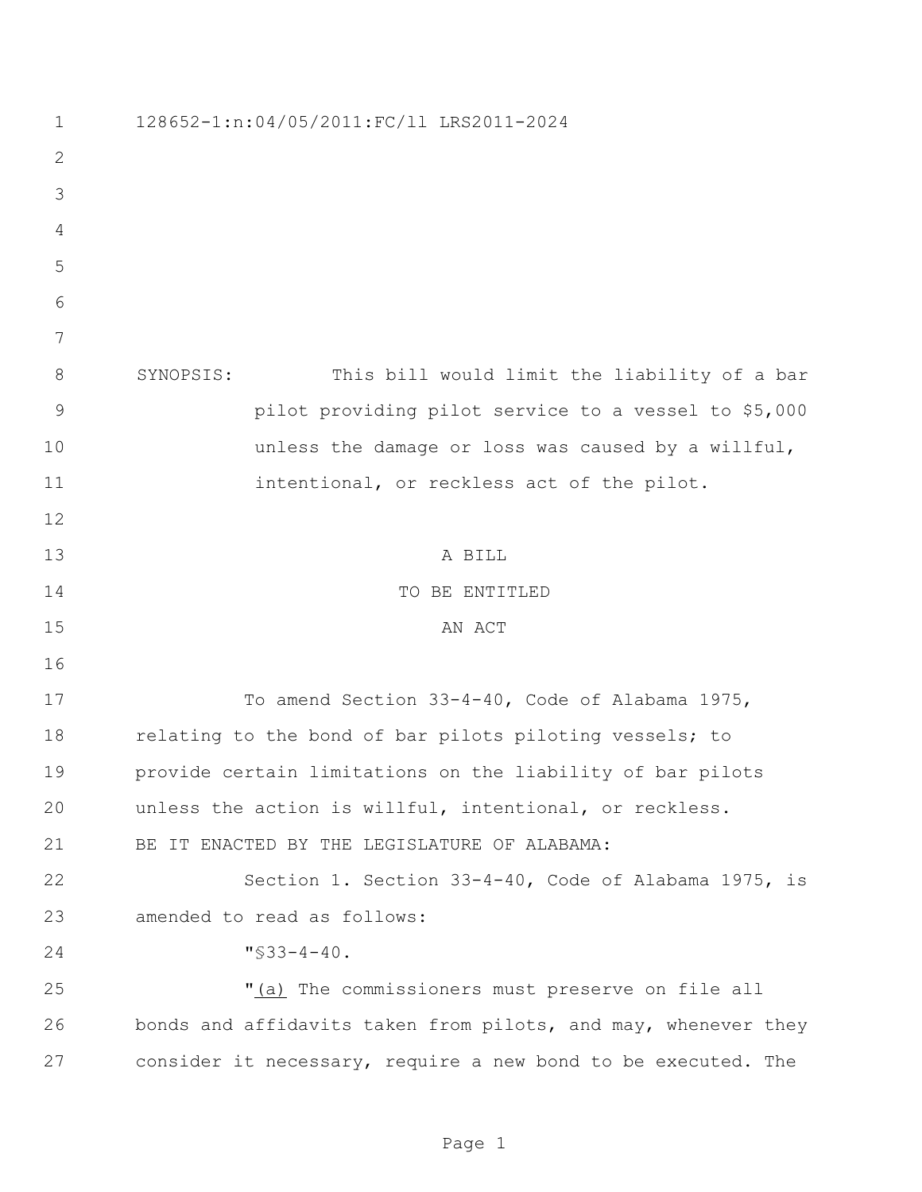128652-1:n:04/05/2011:FC/ll LRS2011-2024

SYNOPSIS: This bill would limit the liability of a bar pilot providing pilot service to a vessel to $5,000 unless the damage or loss was caused by a willful, intentional, or reckless act of the pilot.

A BILL

TO BE ENTITLED

AN ACT

To amend Section 33-4-40, Code of Alabama 1975, relating to the bond of bar pilots piloting vessels; to provide certain limitations on the liability of bar pilots unless the action is willful, intentional, or reckless.

BE IT ENACTED BY THE LEGISLATURE OF ALABAMA:

Section 1. Section 33-4-40, Code of Alabama 1975, is amended to read as follows:

"§33-4-40.

"(a) The commissioners must preserve on file all bonds and affidavits taken from pilots, and may, whenever they consider it necessary, require a new bond to be executed. The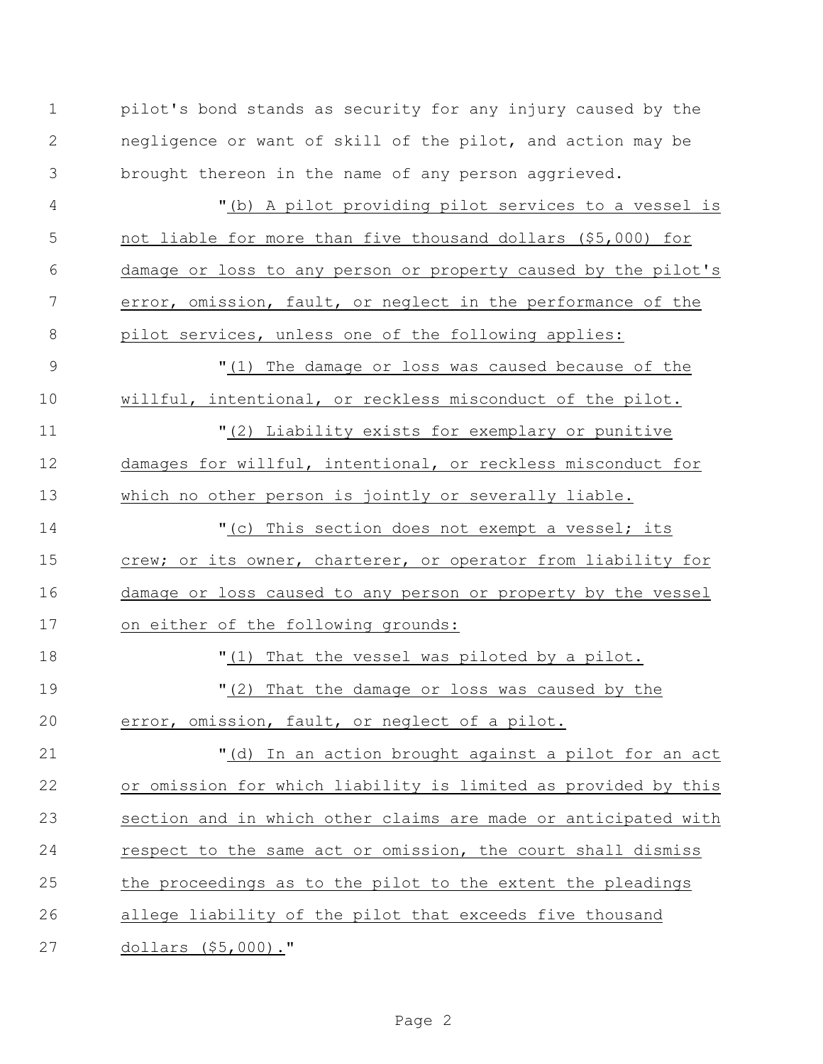pilot's bond stands as security for any injury caused by the negligence or want of skill of the pilot, and action may be brought thereon in the name of any person aggrieved.

"(b) A pilot providing pilot services to a vessel is not liable for more than five thousand dollars ($5,000) for damage or loss to any person or property caused by the pilot's error, omission, fault, or neglect in the performance of the pilot services, unless one of the following applies:

"(1) The damage or loss was caused because of the willful, intentional, or reckless misconduct of the pilot.

"(2) Liability exists for exemplary or punitive damages for willful, intentional, or reckless misconduct for which no other person is jointly or severally liable.

"(c) This section does not exempt a vessel; its crew; or its owner, charterer, or operator from liability for damage or loss caused to any person or property by the vessel on either of the following grounds:

"(1) That the vessel was piloted by a pilot.

"(2) That the damage or loss was caused by the error, omission, fault, or neglect of a pilot.

"(d) In an action brought against a pilot for an act or omission for which liability is limited as provided by this section and in which other claims are made or anticipated with respect to the same act or omission, the court shall dismiss the proceedings as to the pilot to the extent the pleadings allege liability of the pilot that exceeds five thousand dollars ($5,000)."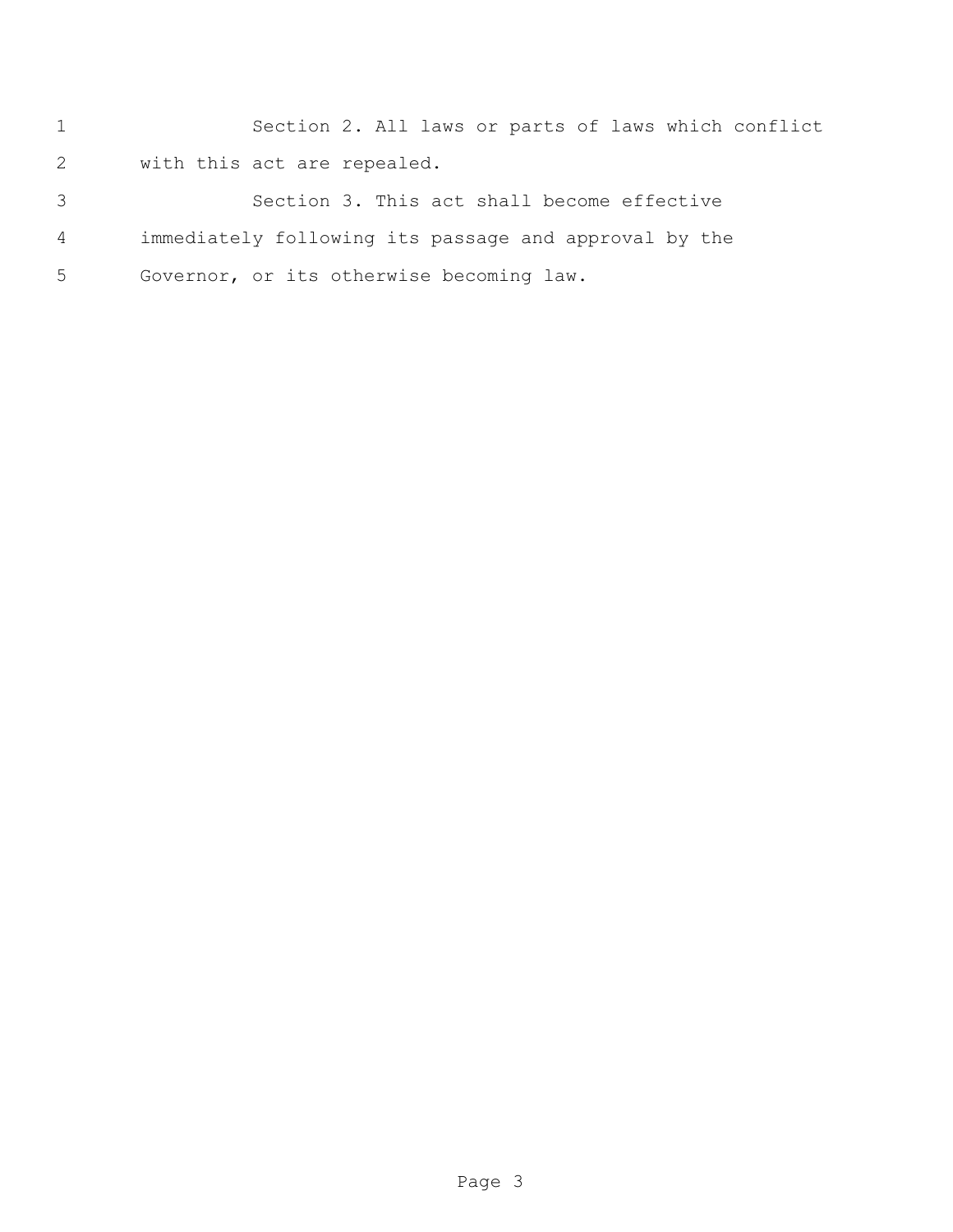Section 2. All laws or parts of laws which conflict with this act are repealed.

Section 3. This act shall become effective immediately following its passage and approval by the Governor, or its otherwise becoming law.